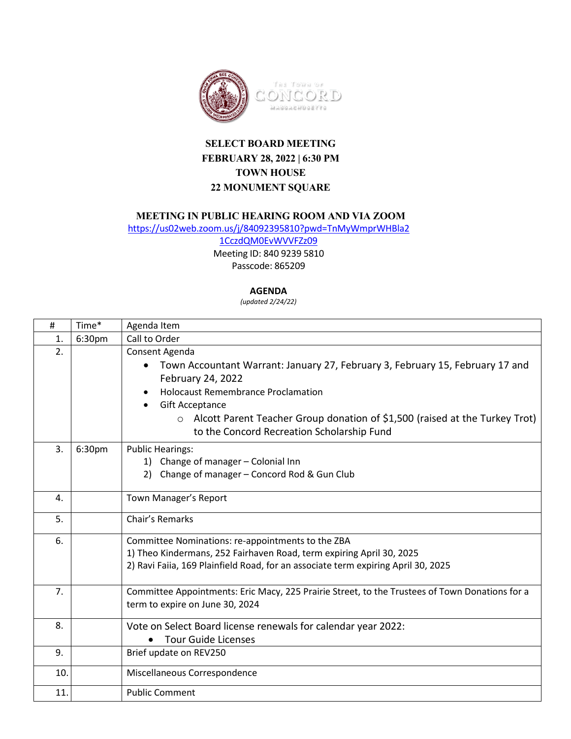# SELECT BOARD MEETING
## FEBRUARY 28, 2022 | 6:30 PM
## TOWN HOUSE
## 22 MONUMENT SQUARE

### MEETING IN PUBLIC HEARING ROOM AND VIA ZOOM

https://us02web.zoom.us/j/84092395810?pwd=TnMyWmprWHBla21CczdQM0EvWVVFZz09

Meeting ID: 840 9239 5810

Passcode: 865209

**AGENDA**

*(updated 2/24/22)*

| # | Time* | Agenda Item |
|---|---|---|
| 1. | 6:30pm | Call to Order |
| 2. | | Consent Agenda<br>• Town Accountant Warrant: January 27, February 3, February 15, February 17 and February 24, 2022<br>• Holocaust Remembrance Proclamation<br>• Gift Acceptance<br>○ Alcott Parent Teacher Group donation of $1,500 (raised at the Turkey Trot) to the Concord Recreation Scholarship Fund |
| 3. | 6:30pm | Public Hearings:<br>1) Change of manager – Colonial Inn<br>2) Change of manager – Concord Rod & Gun Club |
| 4. | | Town Manager's Report |
| 5. | | Chair's Remarks |
| 6. | | Committee Nominations: re-appointments to the ZBA<br>1) Theo Kindermans, 252 Fairhaven Road, term expiring April 30, 2025<br>2) Ravi Faiia, 169 Plainfield Road, for an associate term expiring April 30, 2025 |
| 7. | | Committee Appointments: Eric Macy, 225 Prairie Street, to the Trustees of Town Donations for a term to expire on June 30, 2024 |
| 8. | | Vote on Select Board license renewals for calendar year 2022:<br>• Tour Guide Licenses |
| 9. | | Brief update on REV250 |
| 10. | | Miscellaneous Correspondence |
| 11. | | Public Comment |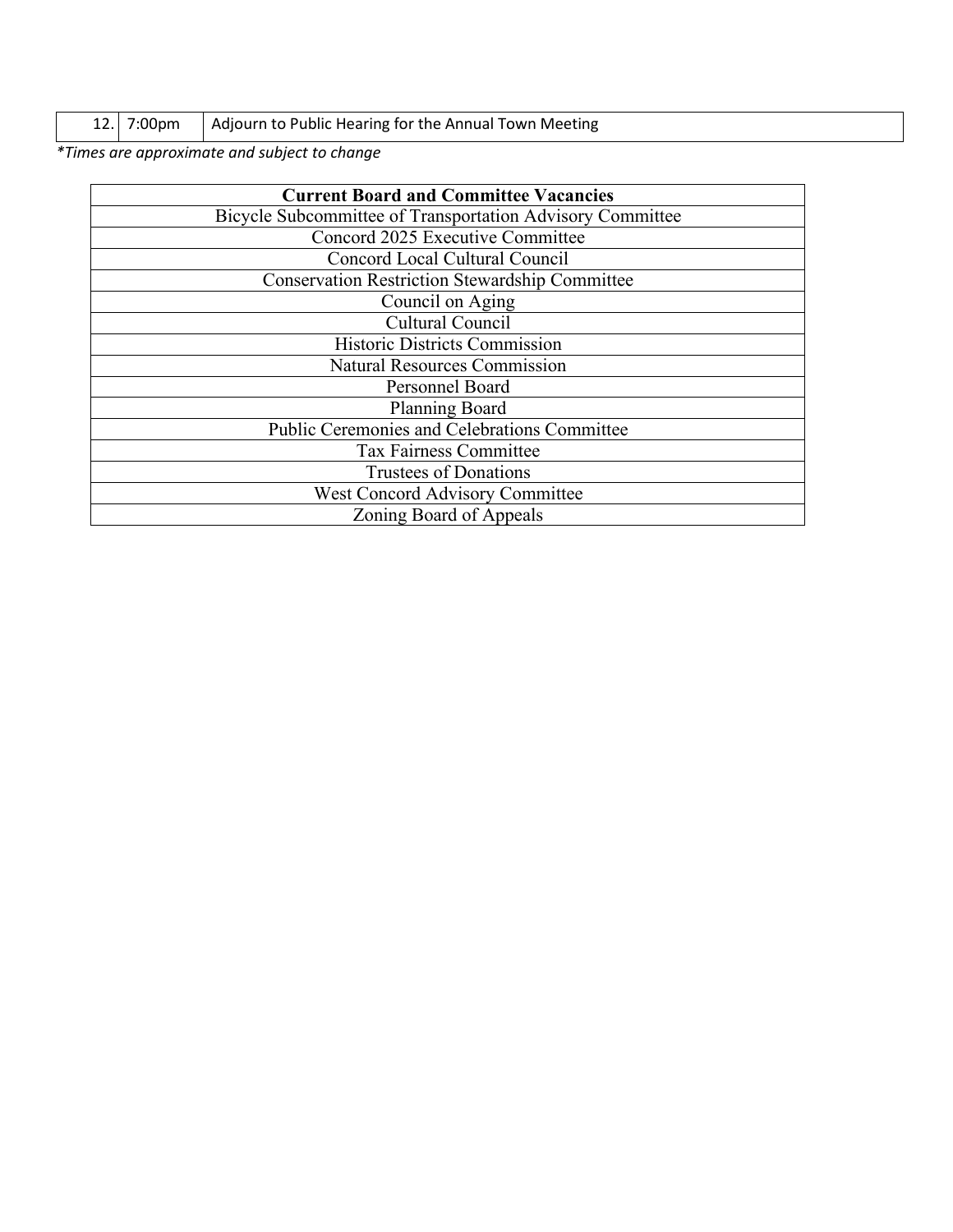| | | |
|---|---|---|
| 12. | 7:00pm | Adjourn to Public Hearing for the Annual Town Meeting |

*\*Times are approximate and subject to change*

| **Current Board and Committee Vacancies** |
|---|
| Bicycle Subcommittee of Transportation Advisory Committee |
| Concord 2025 Executive Committee |
| Concord Local Cultural Council |
| Conservation Restriction Stewardship Committee |
| Council on Aging |
| Cultural Council |
| Historic Districts Commission |
| Natural Resources Commission |
| Personnel Board |
| Planning Board |
| Public Ceremonies and Celebrations Committee |
| Tax Fairness Committee |
| Trustees of Donations |
| West Concord Advisory Committee |
| Zoning Board of Appeals |